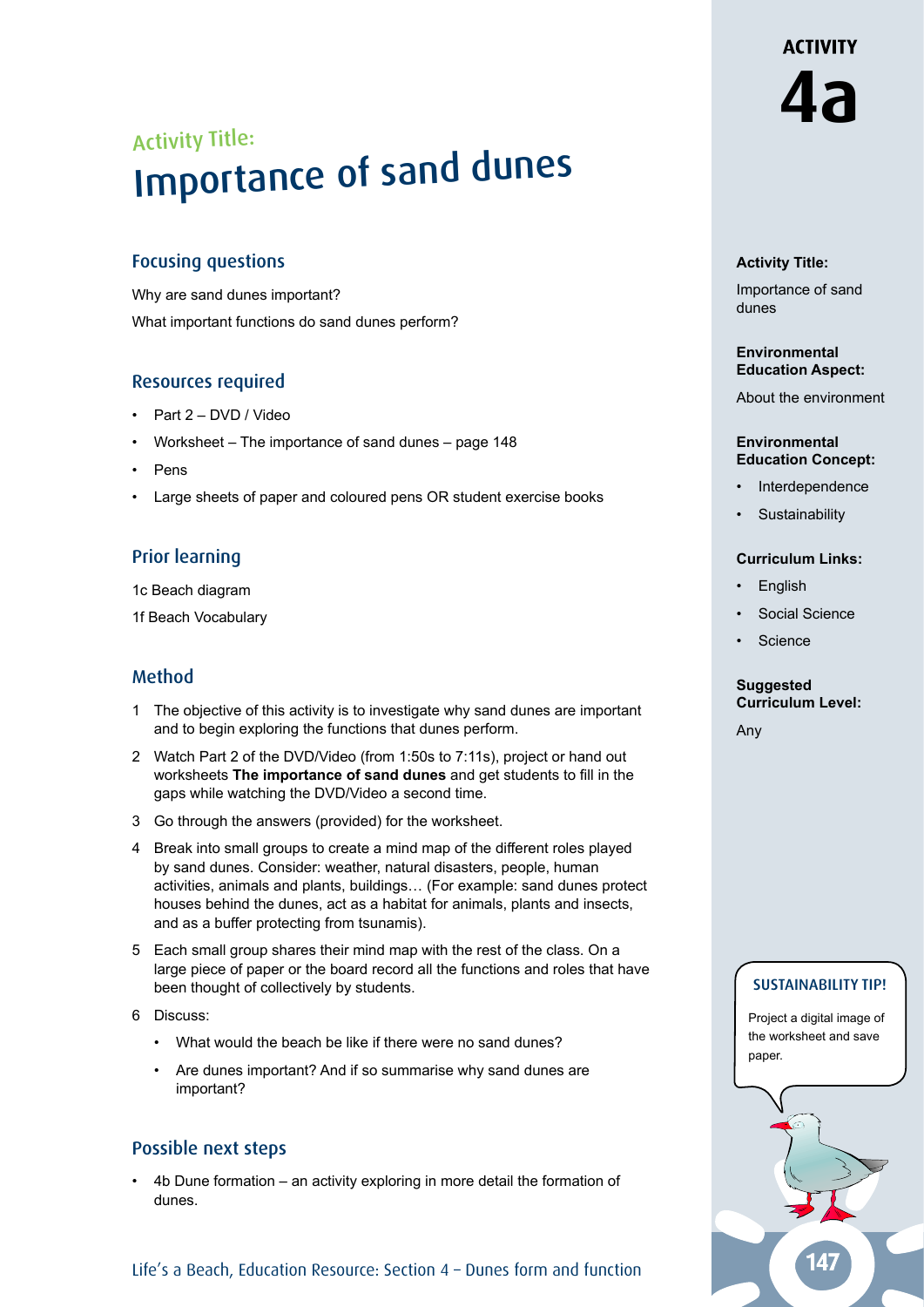# ACTIVITY 4a

## Activity Title:
# Importance of sand dunes

### Focusing questions

Why are sand dunes important?

What important functions do sand dunes perform?

### Resources required

- Part 2 – DVD / Video
- Worksheet – The importance of sand dunes – page 148
- Pens
- Large sheets of paper and coloured pens OR student exercise books

### Prior learning

1c Beach diagram

1f Beach Vocabulary

### Method

1. The objective of this activity is to investigate why sand dunes are important and to begin exploring the functions that dunes perform.
2. Watch Part 2 of the DVD/Video (from 1:50s to 7:11s), project or hand out worksheets **The importance of sand dunes** and get students to fill in the gaps while watching the DVD/Video a second time.
3. Go through the answers (provided) for the worksheet.
4. Break into small groups to create a mind map of the different roles played by sand dunes. Consider: weather, natural disasters, people, human activities, animals and plants, buildings… (For example: sand dunes protect houses behind the dunes, act as a habitat for animals, plants and insects, and as a buffer protecting from tsunamis).
5. Each small group shares their mind map with the rest of the class. On a large piece of paper or the board record all the functions and roles that have been thought of collectively by students.
6. Discuss:
   - What would the beach be like if there were no sand dunes?
   - Are dunes important? And if so summarise why sand dunes are important?

### Possible next steps

- 4b Dune formation – an activity exploring in more detail the formation of dunes.

**Activity Title:**

Importance of sand dunes

**Environmental Education Aspect:**

About the environment

**Environmental Education Concept:**

- Interdependence
- Sustainability

**Curriculum Links:**

- English
- Social Science
- Science

**Suggested Curriculum Level:**

Any

**SUSTAINABILITY TIP!**

Project a digital image of the worksheet and save paper.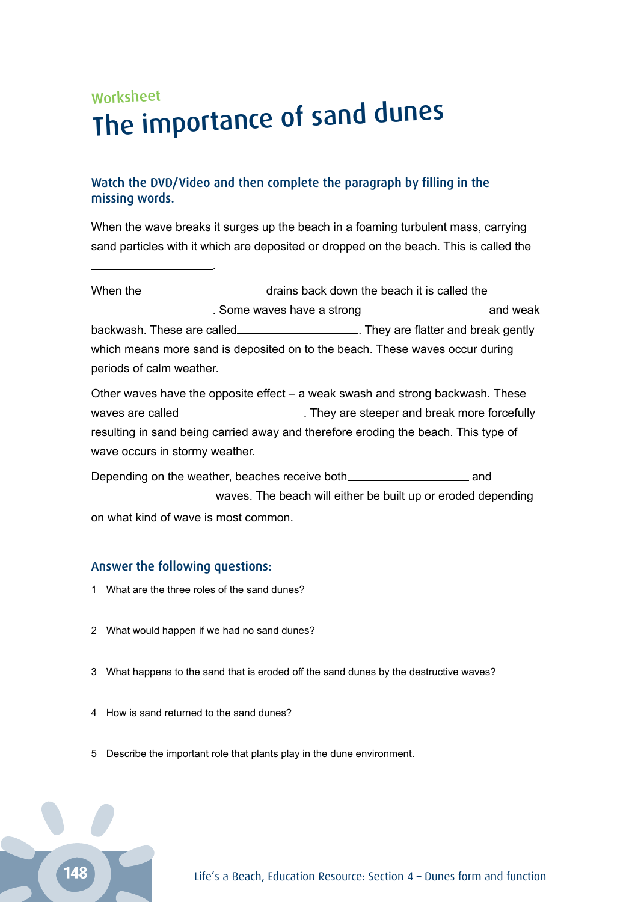Worksheet

# The importance of sand dunes

### Watch the DVD/Video and then complete the paragraph by filling in the missing words.

When the wave breaks it surges up the beach in a foaming turbulent mass, carrying sand particles with it which are deposited or dropped on the beach. This is called the

____________________.

When the____________________ drains back down the beach it is called the ____________________. Some waves have a strong ____________________ and weak backwash. These are called____________________. They are flatter and break gently which means more sand is deposited on to the beach. These waves occur during periods of calm weather.

Other waves have the opposite effect – a weak swash and strong backwash. These waves are called ____________________. They are steeper and break more forcefully resulting in sand being carried away and therefore eroding the beach. This type of wave occurs in stormy weather.

Depending on the weather, beaches receive both____________________ and ____________________ waves. The beach will either be built up or eroded depending on what kind of wave is most common.

### Answer the following questions:

1. What are the three roles of the sand dunes?
2. What would happen if we had no sand dunes?
3. What happens to the sand that is eroded off the sand dunes by the destructive waves?
4. How is sand returned to the sand dunes?
5. Describe the important role that plants play in the dune environment.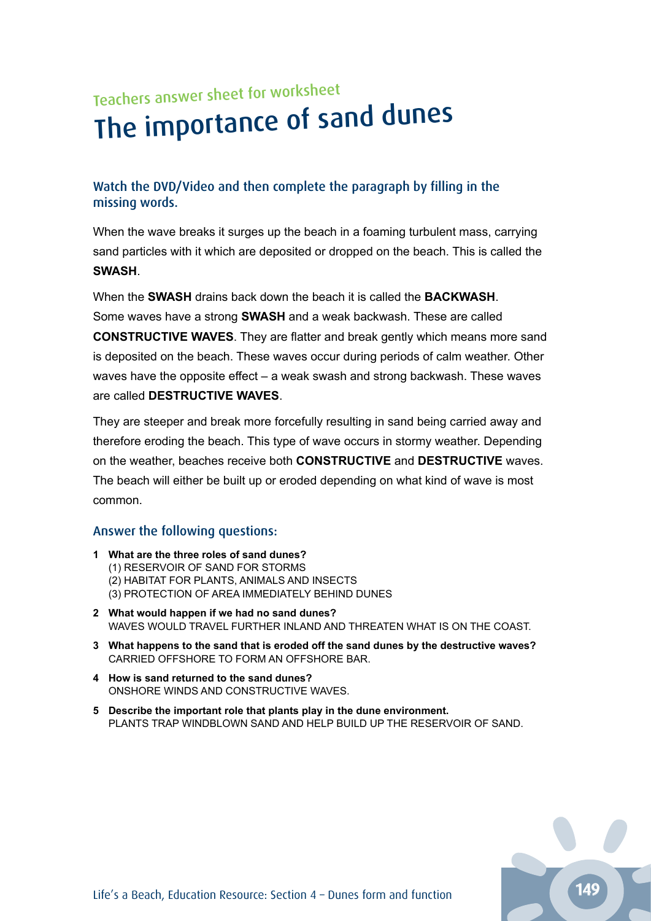## Teachers answer sheet for worksheet

# The importance of sand dunes

### Watch the DVD/Video and then complete the paragraph by filling in the missing words.

When the wave breaks it surges up the beach in a foaming turbulent mass, carrying sand particles with it which are deposited or dropped on the beach. This is called the **SWASH**.

When the **SWASH** drains back down the beach it is called the **BACKWASH**. Some waves have a strong **SWASH** and a weak backwash. These are called **CONSTRUCTIVE WAVES**. They are flatter and break gently which means more sand is deposited on the beach. These waves occur during periods of calm weather. Other waves have the opposite effect – a weak swash and strong backwash. These waves are called **DESTRUCTIVE WAVES**.

They are steeper and break more forcefully resulting in sand being carried away and therefore eroding the beach. This type of wave occurs in stormy weather. Depending on the weather, beaches receive both **CONSTRUCTIVE** and **DESTRUCTIVE** waves. The beach will either be built up or eroded depending on what kind of wave is most common.

### Answer the following questions:

1. **What are the three roles of sand dunes?**
   (1) RESERVOIR OF SAND FOR STORMS
   (2) HABITAT FOR PLANTS, ANIMALS AND INSECTS
   (3) PROTECTION OF AREA IMMEDIATELY BEHIND DUNES
2. **What would happen if we had no sand dunes?**
   WAVES WOULD TRAVEL FURTHER INLAND AND THREATEN WHAT IS ON THE COAST.
3. **What happens to the sand that is eroded off the sand dunes by the destructive waves?**
   CARRIED OFFSHORE TO FORM AN OFFSHORE BAR.
4. **How is sand returned to the sand dunes?**
   ONSHORE WINDS AND CONSTRUCTIVE WAVES.
5. **Describe the important role that plants play in the dune environment.**
   PLANTS TRAP WINDBLOWN SAND AND HELP BUILD UP THE RESERVOIR OF SAND.